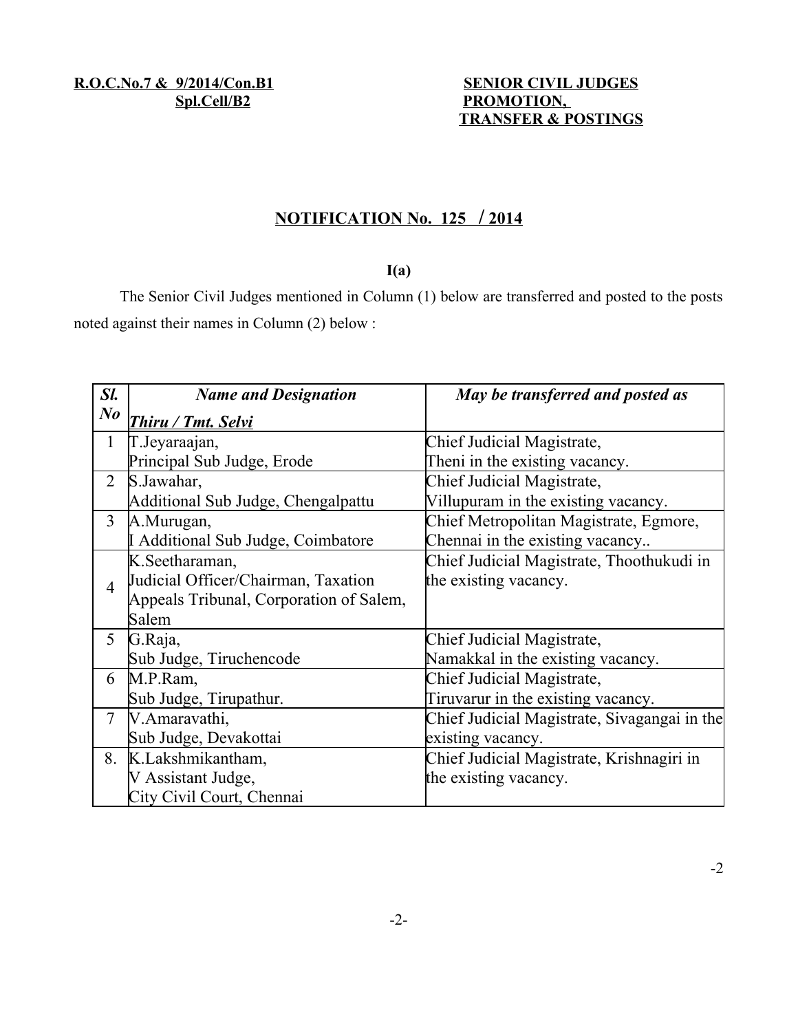**R.O.C.No.7 & 9/2014/Con.B1**
**Spl.Cell/B2**

**SENIOR CIVIL JUDGES PROMOTION, TRANSFER & POSTINGS**

## NOTIFICATION No. 125 / 2014

**I(a)**

The Senior Civil Judges mentioned in Column (1) below are transferred and posted to the posts noted against their names in Column (2) below :

| *Sl. No* | *Name and Designation* <br> *Thiru / Tmt. Selvi* | *May be transferred and posted as* |
|---|---|---|
| 1 | T.Jeyaraajan, <br> Principal Sub Judge, Erode | Chief Judicial Magistrate, <br> Theni in the existing vacancy. |
| 2 | S.Jawahar, <br> Additional Sub Judge, Chengalpattu | Chief Judicial Magistrate, <br> Villupuram in the existing vacancy. |
| 3 | A.Murugan, <br> I Additional Sub Judge, Coimbatore | Chief Metropolitan Magistrate, Egmore, Chennai in the existing vacancy.. |
| 4 | K.Seetharaman, <br> Judicial Officer/Chairman, Taxation Appeals Tribunal, Corporation of Salem, Salem | Chief Judicial Magistrate, Thoothukudi in the existing vacancy. |
| 5 | G.Raja, <br> Sub Judge, Tiruchencode | Chief Judicial Magistrate, <br> Namakkal in the existing vacancy. |
| 6 | M.P.Ram, <br> Sub Judge, Tirupathur. | Chief Judicial Magistrate, <br> Tiruvarur in the existing vacancy. |
| 7 | V.Amaravathi, <br> Sub Judge, Devakottai | Chief Judicial Magistrate, Sivagangai in the existing vacancy. |
| 8. | K.Lakshmikantham, <br> V Assistant Judge, <br> City Civil Court, Chennai | Chief Judicial Magistrate, Krishnagiri in the existing vacancy. |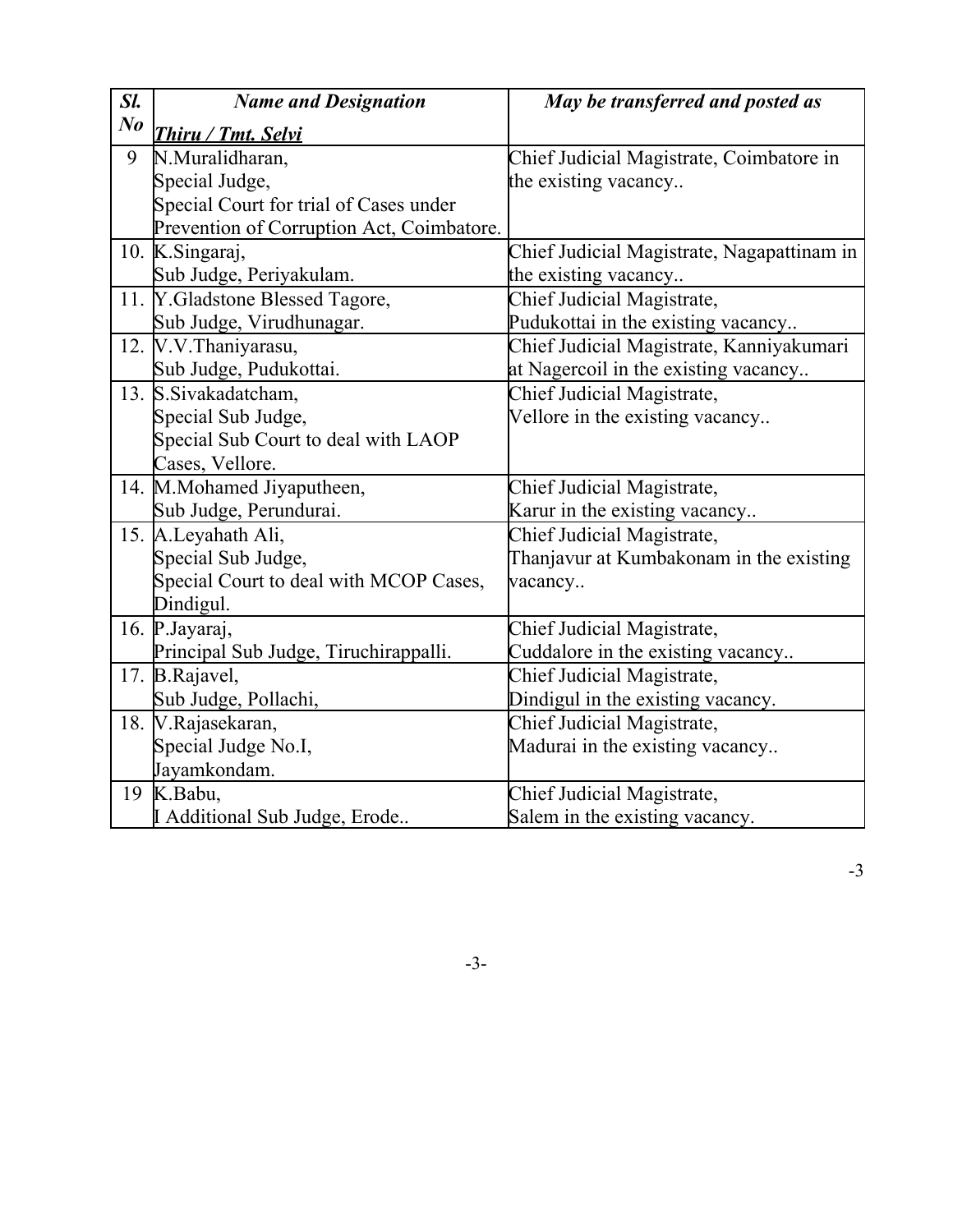| *Sl. No* | *Name and Designation* <br> *Thiru / Tmt. Selvi* | *May be transferred and posted as* |
|---|---|---|
| 9 | N.Muralidharan, <br> Special Judge, <br> Special Court for trial of Cases under Prevention of Corruption Act, Coimbatore. | Chief Judicial Magistrate, Coimbatore in the existing vacancy.. |
| 10. | K.Singaraj, <br> Sub Judge, Periyakulam. | Chief Judicial Magistrate, Nagapattinam in the existing vacancy.. |
| 11. | Y.Gladstone Blessed Tagore, <br> Sub Judge, Virudhunagar. | Chief Judicial Magistrate, Pudukottai in the existing vacancy.. |
| 12. | V.V.Thaniyarasu, <br> Sub Judge, Pudukottai. | Chief Judicial Magistrate, Kanniyakumari at Nagercoil in the existing vacancy.. |
| 13. | S.Sivakadatcham, <br> Special Sub Judge, <br> Special Sub Court to deal with LAOP Cases, Vellore. | Chief Judicial Magistrate, Vellore in the existing vacancy.. |
| 14. | M.Mohamed Jiyaputheen, <br> Sub Judge, Perundurai. | Chief Judicial Magistrate, Karur in the existing vacancy.. |
| 15. | A.Leyahath Ali, <br> Special Sub Judge, <br> Special Court to deal with MCOP Cases, Dindigul. | Chief Judicial Magistrate, Thanjavur at Kumbakonam in the existing vacancy.. |
| 16. | P.Jayaraj, <br> Principal Sub Judge, Tiruchirappalli. | Chief Judicial Magistrate, Cuddalore in the existing vacancy.. |
| 17. | B.Rajavel, <br> Sub Judge, Pollachi, | Chief Judicial Magistrate, Dindigul in the existing vacancy. |
| 18. | V.Rajasekaran, <br> Special Judge No.I, <br> Jayamkondam. | Chief Judicial Magistrate, Madurai in the existing vacancy.. |
| 19 | K.Babu, <br> I Additional Sub Judge, Erode.. | Chief Judicial Magistrate, Salem in the existing vacancy. |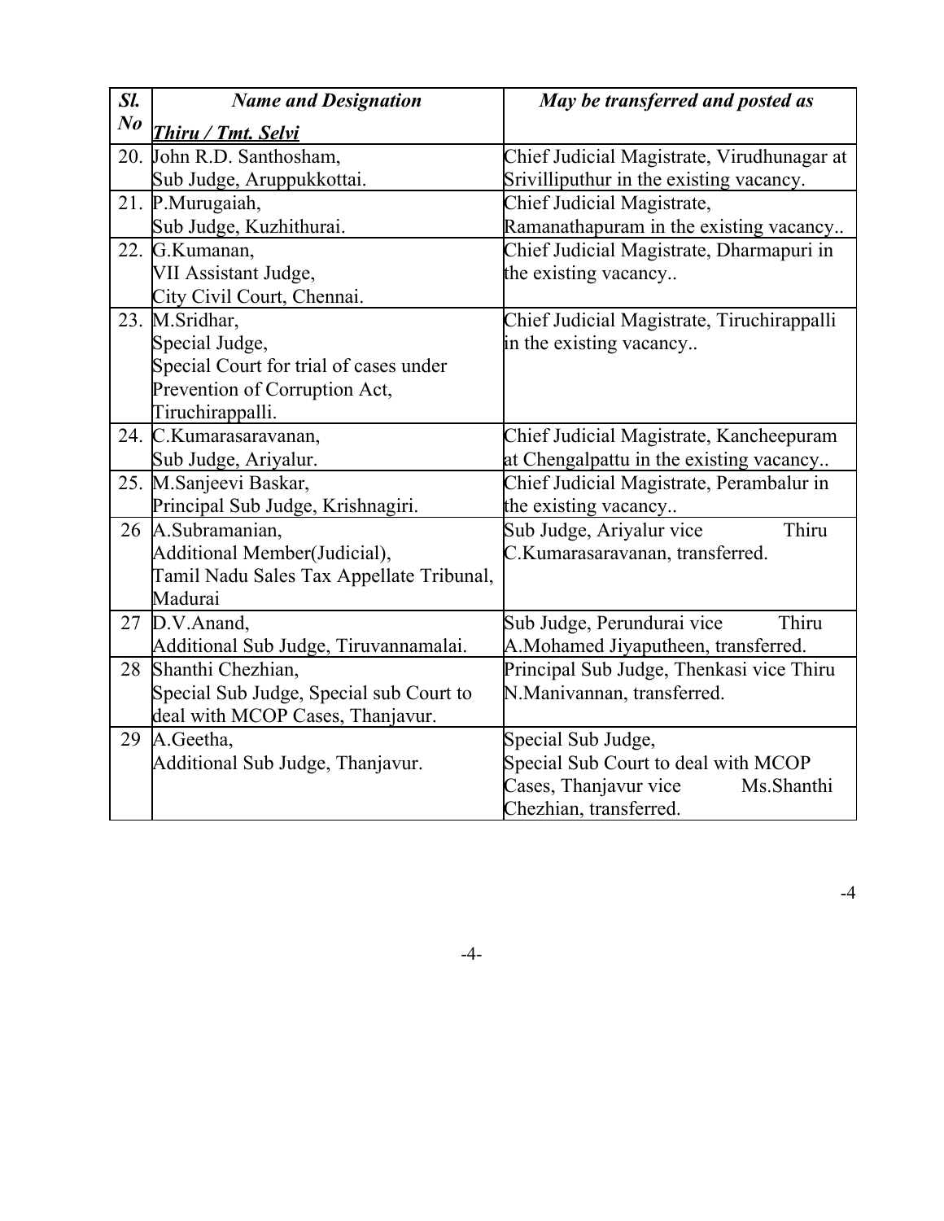| *Sl. No* | ***Name and Designation*** <br> ***Thiru / Tmt. Selvi*** | ***May be transferred and posted as*** |
|---|---|---|
| 20. | John R.D. Santhosham, Sub Judge, Aruppukkottai. | Chief Judicial Magistrate, Virudhunagar at Srivilliputhur in the existing vacancy. |
| 21. | P.Murugaiah, Sub Judge, Kuzhithurai. | Chief Judicial Magistrate, Ramanathapuram in the existing vacancy.. |
| 22. | G.Kumanan, VII Assistant Judge, City Civil Court, Chennai. | Chief Judicial Magistrate, Dharmapuri in the existing vacancy.. |
| 23. | M.Sridhar, Special Judge, Special Court for trial of cases under Prevention of Corruption Act, Tiruchirappalli. | Chief Judicial Magistrate, Tiruchirappalli in the existing vacancy.. |
| 24. | C.Kumarasaravanan, Sub Judge, Ariyalur. | Chief Judicial Magistrate, Kancheepuram at Chengalpattu in the existing vacancy.. |
| 25. | M.Sanjeevi Baskar, Principal Sub Judge, Krishnagiri. | Chief Judicial Magistrate, Perambalur in the existing vacancy.. |
| 26 | A.Subramanian, Additional Member(Judicial), Tamil Nadu Sales Tax Appellate Tribunal, Madurai | Sub Judge, Ariyalur vice Thiru C.Kumarasaravanan, transferred. |
| 27 | D.V.Anand, Additional Sub Judge, Tiruvannamalai. | Sub Judge, Perundurai vice Thiru A.Mohamed Jiyaputheen, transferred. |
| 28 | Shanthi Chezhian, Special Sub Judge, Special sub Court to deal with MCOP Cases, Thanjavur. | Principal Sub Judge, Thenkasi vice Thiru N.Manivannan, transferred. |
| 29 | A.Geetha, Additional Sub Judge, Thanjavur. | Special Sub Judge, Special Sub Court to deal with MCOP Cases, Thanjavur vice Ms.Shanthi Chezhian, transferred. |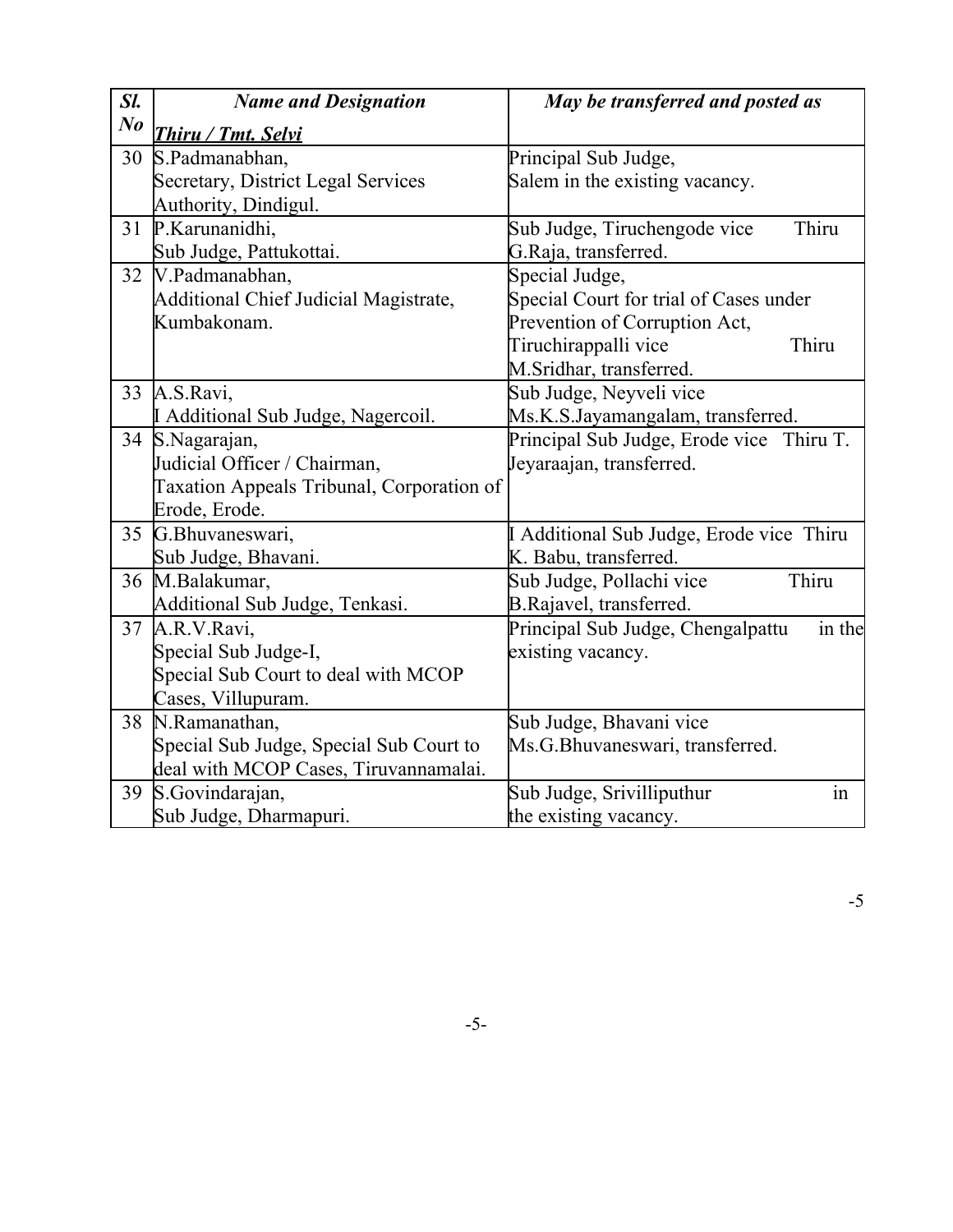| ***Sl. No*** | ***Name and Designation*** <br> ***Thiru / Tmt. Selvi*** | ***May be transferred and posted as*** |
|---|---|---|
| 30 | S.Padmanabhan, Secretary, District Legal Services Authority, Dindigul. | Principal Sub Judge, Salem in the existing vacancy. |
| 31 | P.Karunanidhi, Sub Judge, Pattukottai. | Sub Judge, Tiruchengode vice Thiru G.Raja, transferred. |
| 32 | V.Padmanabhan, Additional Chief Judicial Magistrate, Kumbakonam. | Special Judge, Special Court for trial of Cases under Prevention of Corruption Act, Tiruchirappalli vice Thiru M.Sridhar, transferred. |
| 33 | A.S.Ravi, I Additional Sub Judge, Nagercoil. | Sub Judge, Neyveli vice Ms.K.S.Jayamangalam, transferred. |
| 34 | S.Nagarajan, Judicial Officer / Chairman, Taxation Appeals Tribunal, Corporation of Erode, Erode. | Principal Sub Judge, Erode vice Thiru T. Jeyaraajan, transferred. |
| 35 | G.Bhuvaneswari, Sub Judge, Bhavani. | I Additional Sub Judge, Erode vice Thiru K. Babu, transferred. |
| 36 | M.Balakumar, Additional Sub Judge, Tenkasi. | Sub Judge, Pollachi vice Thiru B.Rajavel, transferred. |
| 37 | A.R.V.Ravi, Special Sub Judge-I, Special Sub Court to deal with MCOP Cases, Villupuram. | Principal Sub Judge, Chengalpattu in the existing vacancy. |
| 38 | N.Ramanathan, Special Sub Judge, Special Sub Court to deal with MCOP Cases, Tiruvannamalai. | Sub Judge, Bhavani vice Ms.G.Bhuvaneswari, transferred. |
| 39 | S.Govindarajan, Sub Judge, Dharmapuri. | Sub Judge, Srivilliputhur in the existing vacancy. |

-5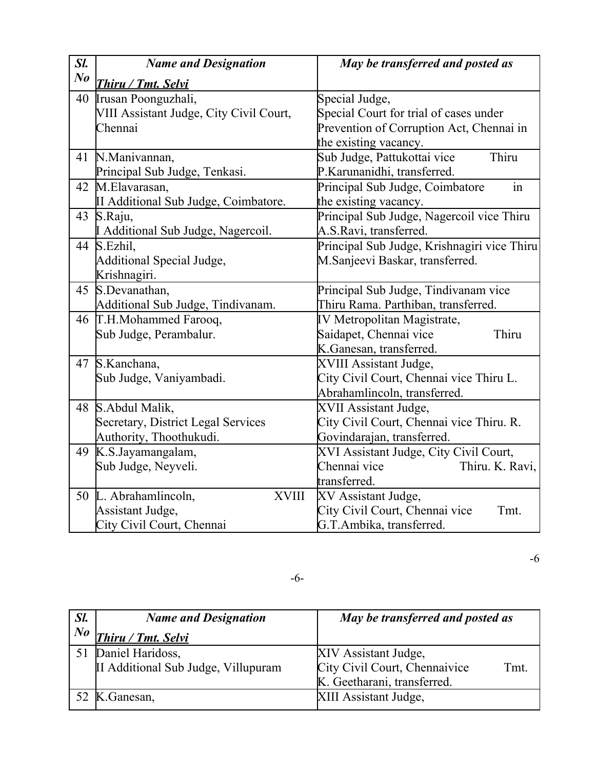| Sl. No | Name and Designation<br>Thiru / Tmt. Selvi | May be transferred and posted as |
|---|---|---|
| 40 | Irusan Poonguzhali,<br>VIII Assistant Judge, City Civil Court, Chennai | Special Judge,<br>Special Court for trial of cases under Prevention of Corruption Act, Chennai in the existing vacancy. |
| 41 | N.Manivannan,<br>Principal Sub Judge, Tenkasi. | Sub Judge, Pattukottai vice Thiru P.Karunanidhi, transferred. |
| 42 | M.Elavarasan,<br>II Additional Sub Judge, Coimbatore. | Principal Sub Judge, Coimbatore in the existing vacancy. |
| 43 | S.Raju,<br>I Additional Sub Judge, Nagercoil. | Principal Sub Judge, Nagercoil vice Thiru A.S.Ravi, transferred. |
| 44 | S.Ezhil,<br>Additional Special Judge,<br>Krishnagiri. | Principal Sub Judge, Krishnagiri vice Thiru M.Sanjeevi Baskar, transferred. |
| 45 | S.Devanathan,<br>Additional Sub Judge, Tindivanam. | Principal Sub Judge, Tindivanam vice Thiru Rama. Parthiban, transferred. |
| 46 | T.H.Mohammed Farooq,<br>Sub Judge, Perambalur. | IV Metropolitan Magistrate,<br>Saidapet, Chennai vice Thiru K.Ganesan, transferred. |
| 47 | S.Kanchana,<br>Sub Judge, Vaniyambadi. | XVIII Assistant Judge,<br>City Civil Court, Chennai vice Thiru L. Abrahamlincoln, transferred. |
| 48 | S.Abdul Malik,<br>Secretary, District Legal Services Authority, Thoothukudi. | XVII Assistant Judge,<br>City Civil Court, Chennai vice Thiru. R. Govindarajan, transferred. |
| 49 | K.S.Jayamangalam,<br>Sub Judge, Neyveli. | XVI Assistant Judge, City Civil Court, Chennai vice Thiru. K. Ravi, transferred. |
| 50 | L. Abrahamlincoln, XVIII Assistant Judge,<br>City Civil Court, Chennai | XV Assistant Judge,<br>City Civil Court, Chennai vice Tmt. G.T.Ambika, transferred. |
| 51 | Daniel Haridoss,<br>II Additional Sub Judge, Villupuram | XIV Assistant Judge,<br>City Civil Court, Chennaivice Tmt. K. Geetharani, transferred. |
| 52 | K.Ganesan, | XIII Assistant Judge, |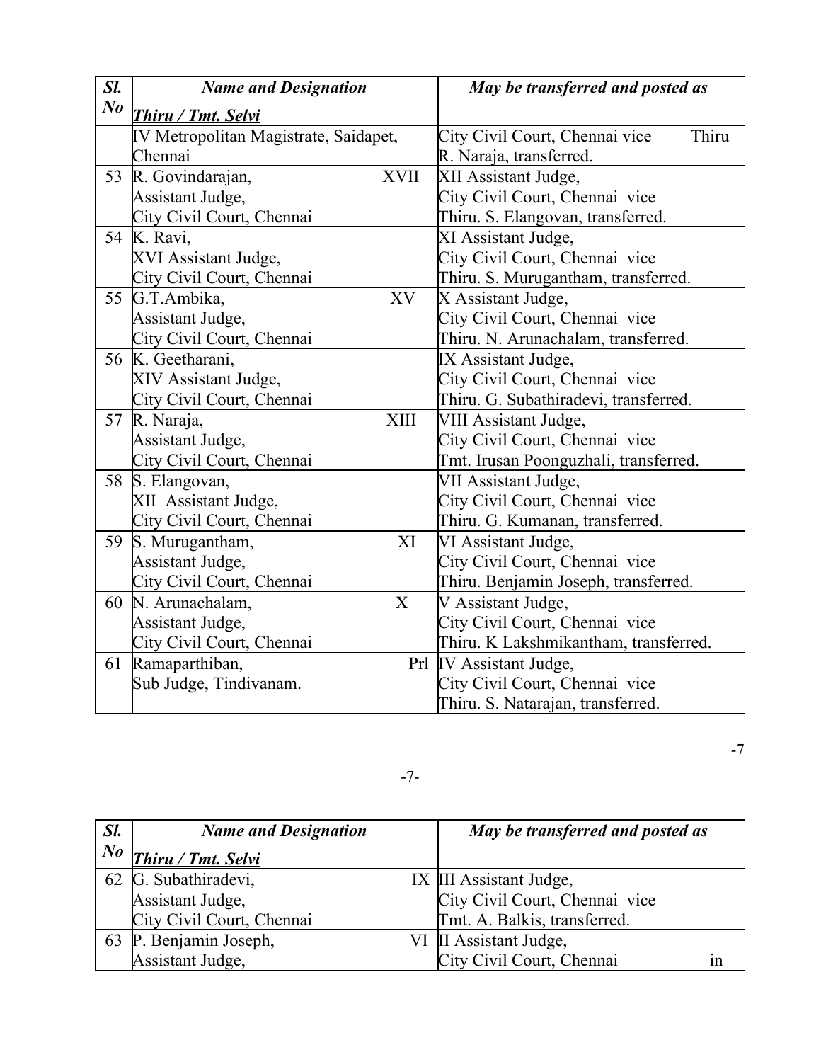| Sl. No | Name and Designation<br>Thiru / Tmt. Selvi | May be transferred and posted as |
|---|---|---|
| | IV Metropolitan Magistrate, Saidapet, Chennai | City Civil Court, Chennai vice Thiru R. Naraja, transferred. |
| 53 | R. Govindarajan, XVII Assistant Judge, City Civil Court, Chennai | XII Assistant Judge, City Civil Court, Chennai vice Thiru. S. Elangovan, transferred. |
| 54 | K. Ravi, XVI Assistant Judge, City Civil Court, Chennai | XI Assistant Judge, City Civil Court, Chennai vice Thiru. S. Murugantham, transferred. |
| 55 | G.T.Ambika, XV Assistant Judge, City Civil Court, Chennai | X Assistant Judge, City Civil Court, Chennai vice Thiru. N. Arunachalam, transferred. |
| 56 | K. Geetharani, XIV Assistant Judge, City Civil Court, Chennai | IX Assistant Judge, City Civil Court, Chennai vice Thiru. G. Subathiradevi, transferred. |
| 57 | R. Naraja, XIII Assistant Judge, City Civil Court, Chennai | VIII Assistant Judge, City Civil Court, Chennai vice Tmt. Irusan Poonguzhali, transferred. |
| 58 | S. Elangovan, XII Assistant Judge, City Civil Court, Chennai | VII Assistant Judge, City Civil Court, Chennai vice Thiru. G. Kumanan, transferred. |
| 59 | S. Murugantham, XI Assistant Judge, City Civil Court, Chennai | VI Assistant Judge, City Civil Court, Chennai vice Thiru. Benjamin Joseph, transferred. |
| 60 | N. Arunachalam, X Assistant Judge, City Civil Court, Chennai | V Assistant Judge, City Civil Court, Chennai vice Thiru. K Lakshmikantham, transferred. |
| 61 | Ramaparthiban, Prl Sub Judge, Tindivanam. | IV Assistant Judge, City Civil Court, Chennai vice Thiru. S. Natarajan, transferred. |

-7

| Sl. No | Name and Designation<br>Thiru / Tmt. Selvi | May be transferred and posted as |
|---|---|---|
| 62 | G. Subathiradevi, IX Assistant Judge, City Civil Court, Chennai | III Assistant Judge, City Civil Court, Chennai vice Tmt. A. Balkis, transferred. |
| 63 | P. Benjamin Joseph, VI Assistant Judge, | II Assistant Judge, City Civil Court, Chennai in |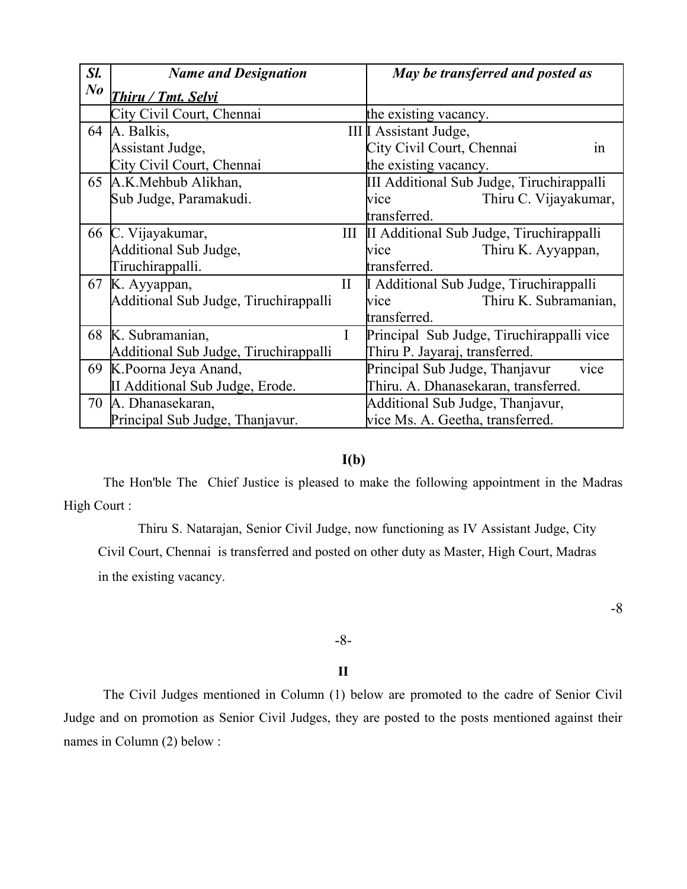| Sl. No | Name and Designation <br> Thiru / Tmt. Selvi | May be transferred and posted as |
|---|---|---|
| | City Civil Court, Chennai | the existing vacancy. |
| 64 | A. Balkis, III Assistant Judge, City Civil Court, Chennai | I Assistant Judge, City Civil Court, Chennai in the existing vacancy. |
| 65 | A.K.Mehbub Alikhan, Sub Judge, Paramakudi. | III Additional Sub Judge, Tiruchirappalli vice Thiru C. Vijayakumar, transferred. |
| 66 | C. Vijayakumar, III Additional Sub Judge, Tiruchirappalli. | II Additional Sub Judge, Tiruchirappalli vice Thiru K. Ayyappan, transferred. |
| 67 | K. Ayyappan, II Additional Sub Judge, Tiruchirappalli | I Additional Sub Judge, Tiruchirappalli vice Thiru K. Subramanian, transferred. |
| 68 | K. Subramanian, I Additional Sub Judge, Tiruchirappalli | Principal Sub Judge, Tiruchirappalli vice Thiru P. Jayaraj, transferred. |
| 69 | K.Poorna Jeya Anand, II Additional Sub Judge, Erode. | Principal Sub Judge, Thanjavur vice Thiru. A. Dhanasekaran, transferred. |
| 70 | A. Dhanasekaran, Principal Sub Judge, Thanjavur. | Additional Sub Judge, Thanjavur, vice Ms. A. Geetha, transferred. |

**I(b)**

The Hon'ble The Chief Justice is pleased to make the following appointment in the Madras High Court :

Thiru S. Natarajan, Senior Civil Judge, now functioning as IV Assistant Judge, City Civil Court, Chennai is transferred and posted on other duty as Master, High Court, Madras in the existing vacancy.

**II**

The Civil Judges mentioned in Column (1) below are promoted to the cadre of Senior Civil Judge and on promotion as Senior Civil Judges, they are posted to the posts mentioned against their names in Column (2) below :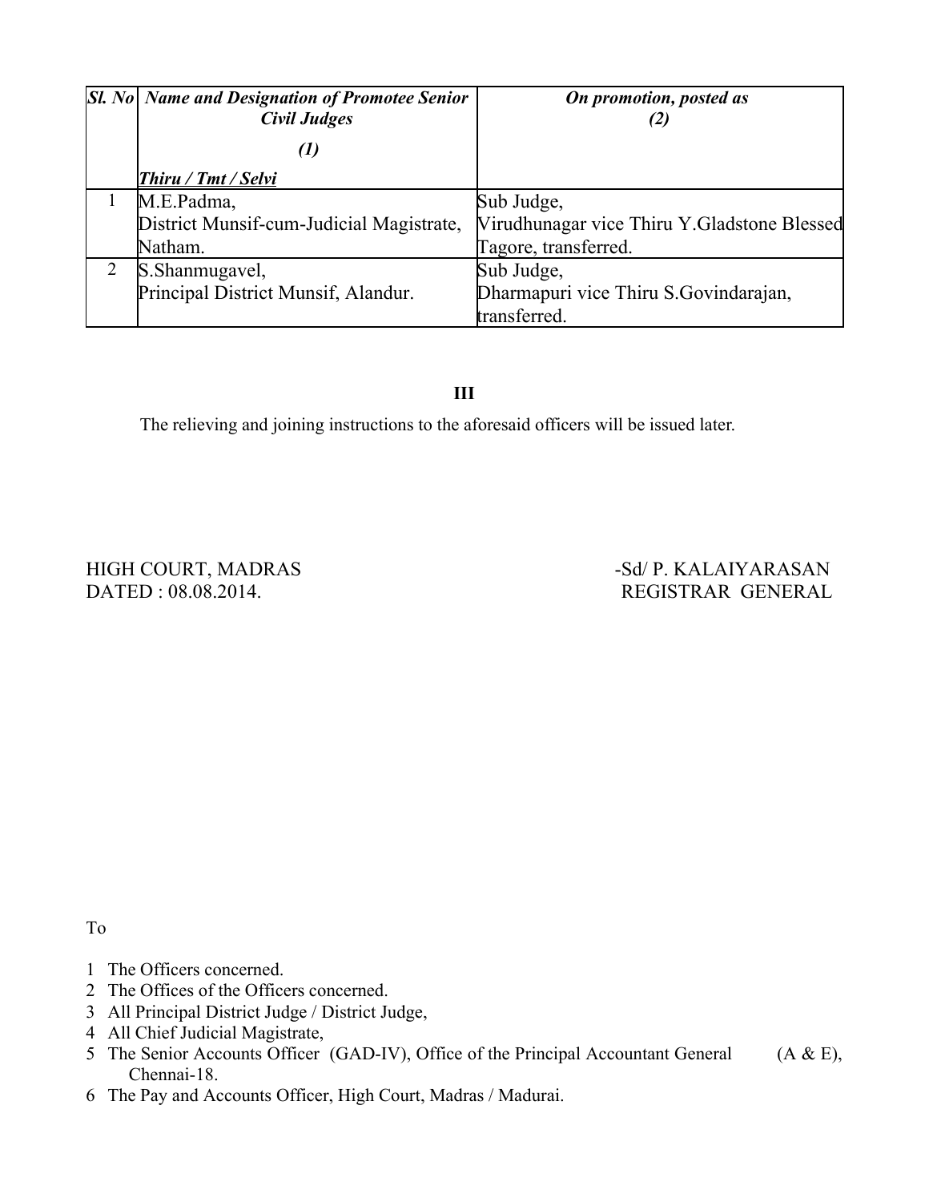| *Sl. No* | *Name and Designation of Promotee Senior Civil Judges*<br>*(1)*<br>***Thiru / Tmt / Selvi*** | *On promotion, posted as*<br>*(2)* |
|---|---|---|
| 1 | M.E.Padma,<br>District Munsif-cum-Judicial Magistrate, Natham. | Sub Judge,<br>Virudhunagar vice Thiru Y.Gladstone Blessed Tagore, transferred. |
| 2 | S.Shanmugavel,<br>Principal District Munsif, Alandur. | Sub Judge,<br>Dharmapuri vice Thiru S.Govindarajan, transferred. |

**III**

The relieving and joining instructions to the aforesaid officers will be issued later.

HIGH COURT, MADRAS
DATED : 08.08.2014.

-Sd/ P. KALAIYARASAN
REGISTRAR GENERAL

To

1. The Officers concerned.
2. The Offices of the Officers concerned.
3. All Principal District Judge / District Judge,
4. All Chief Judicial Magistrate,
5. The Senior Accounts Officer (GAD-IV), Office of the Principal Accountant General (A & E), Chennai-18.
6. The Pay and Accounts Officer, High Court, Madras / Madurai.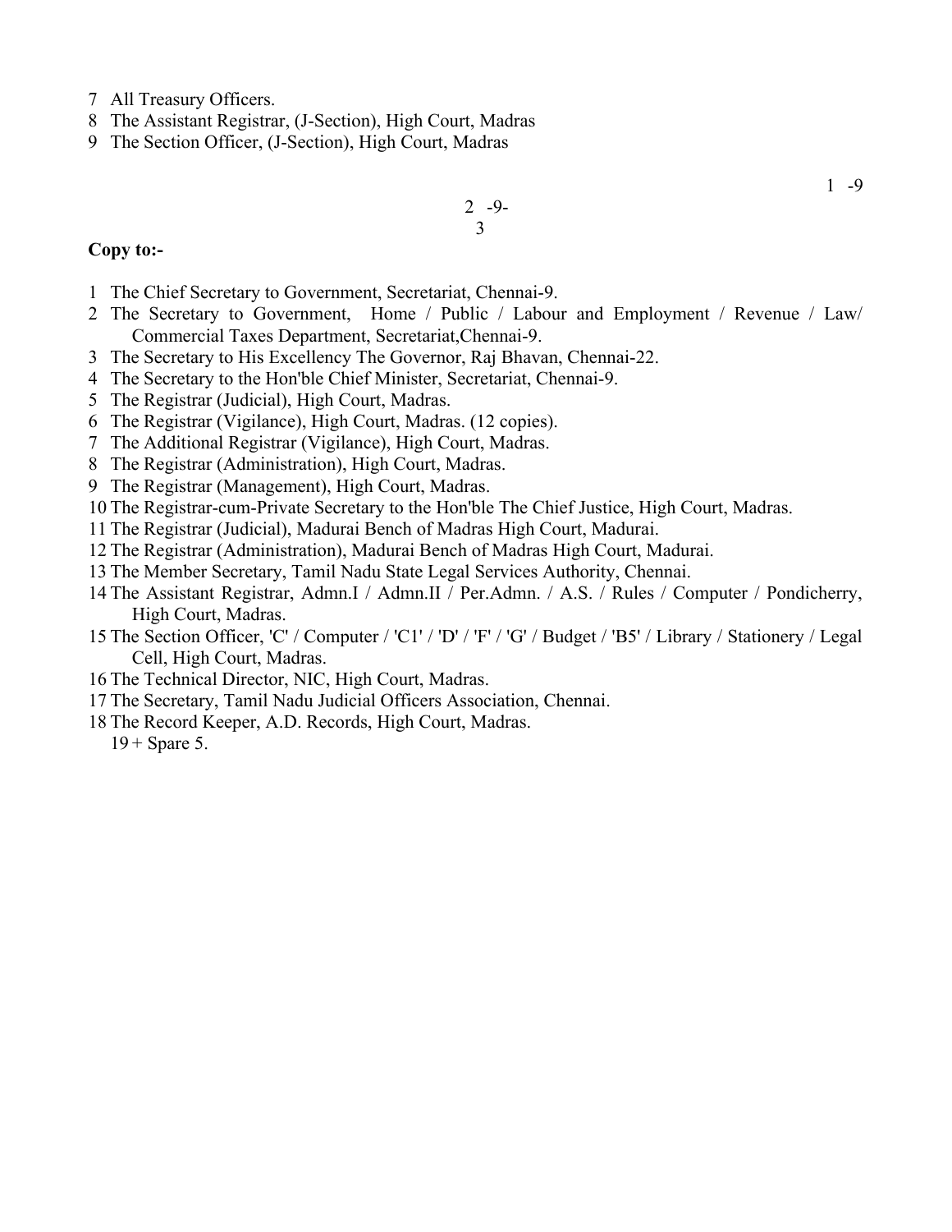7. All Treasury Officers.
8. The Assistant Registrar, (J-Section), High Court, Madras
9. The Section Officer, (J-Section), High Court, Madras

**Copy to:-**

1. The Chief Secretary to Government, Secretariat, Chennai-9.
2. The Secretary to Government, Home / Public / Labour and Employment / Revenue / Law/ Commercial Taxes Department, Secretariat,Chennai-9.
3. The Secretary to His Excellency The Governor, Raj Bhavan, Chennai-22.
4. The Secretary to the Hon'ble Chief Minister, Secretariat, Chennai-9.
5. The Registrar (Judicial), High Court, Madras.
6. The Registrar (Vigilance), High Court, Madras. (12 copies).
7. The Additional Registrar (Vigilance), High Court, Madras.
8. The Registrar (Administration), High Court, Madras.
9. The Registrar (Management), High Court, Madras.
10. The Registrar-cum-Private Secretary to the Hon'ble The Chief Justice, High Court, Madras.
11. The Registrar (Judicial), Madurai Bench of Madras High Court, Madurai.
12. The Registrar (Administration), Madurai Bench of Madras High Court, Madurai.
13. The Member Secretary, Tamil Nadu State Legal Services Authority, Chennai.
14. The Assistant Registrar, Admn.I / Admn.II / Per.Admn. / A.S. / Rules / Computer / Pondicherry, High Court, Madras.
15. The Section Officer, 'C' / Computer / 'C1' / 'D' / 'F' / 'G' / Budget / 'B5' / Library / Stationery / Legal Cell, High Court, Madras.
16. The Technical Director, NIC, High Court, Madras.
17. The Secretary, Tamil Nadu Judicial Officers Association, Chennai.
18. The Record Keeper, A.D. Records, High Court, Madras.

19 + Spare 5.